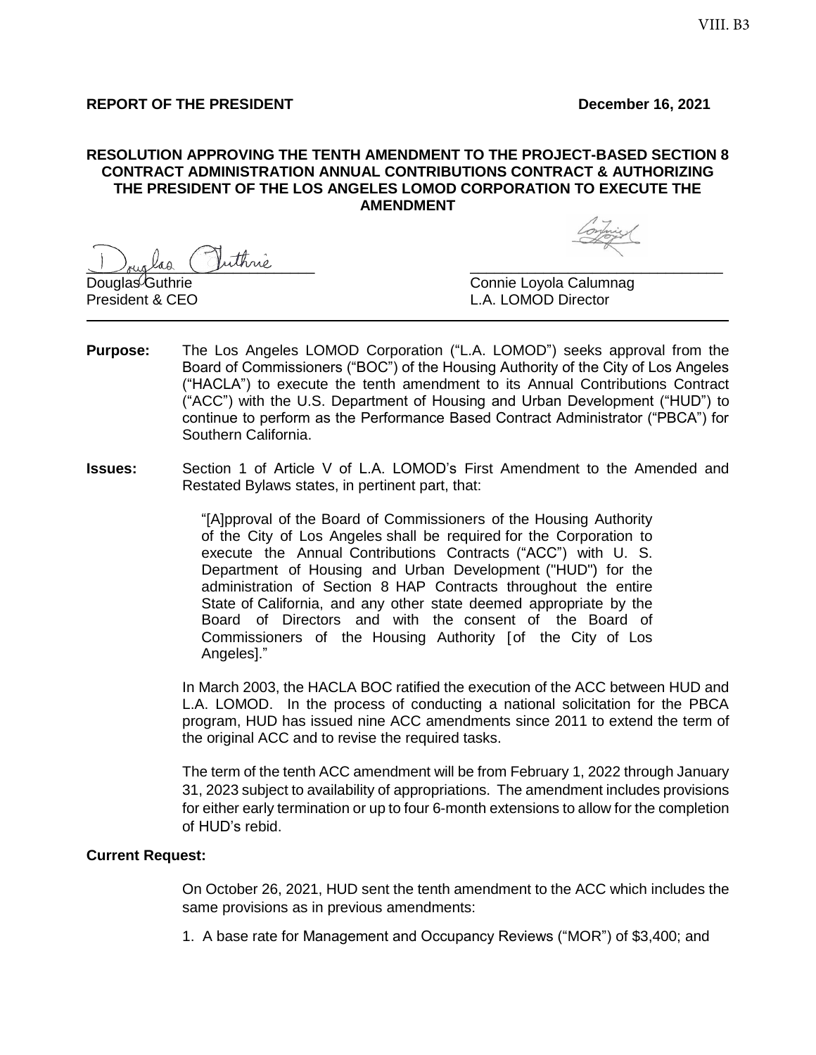VIII. B3

**REPORT OF THE PRESIDENT** **December 16, 2021**

**RESOLUTION APPROVING THE TENTH AMENDMENT TO THE PROJECT-BASED SECTION 8 CONTRACT ADMINISTRATION ANNUAL CONTRIBUTIONS CONTRACT & AUTHORIZING THE PRESIDENT OF THE LOS ANGELES LOMOD CORPORATION TO EXECUTE THE AMENDMENT**

Douglas Guthrie
President & CEO

Connie Loyola Calumnag
L.A. LOMOD Director

---

**Purpose:** The Los Angeles LOMOD Corporation ("L.A. LOMOD") seeks approval from the Board of Commissioners ("BOC") of the Housing Authority of the City of Los Angeles ("HACLA") to execute the tenth amendment to its Annual Contributions Contract ("ACC") with the U.S. Department of Housing and Urban Development ("HUD") to continue to perform as the Performance Based Contract Administrator ("PBCA") for Southern California.

**Issues:** Section 1 of Article V of L.A. LOMOD's First Amendment to the Amended and Restated Bylaws states, in pertinent part, that:

> "[A]pproval of the Board of Commissioners of the Housing Authority of the City of Los Angeles shall be required for the Corporation to execute the Annual Contributions Contracts ("ACC") with U. S. Department of Housing and Urban Development ("HUD") for the administration of Section 8 HAP Contracts throughout the entire State of California, and any other state deemed appropriate by the Board of Directors and with the consent of the Board of Commissioners of the Housing Authority [of the City of Los Angeles]."

In March 2003, the HACLA BOC ratified the execution of the ACC between HUD and L.A. LOMOD. In the process of conducting a national solicitation for the PBCA program, HUD has issued nine ACC amendments since 2011 to extend the term of the original ACC and to revise the required tasks.

The term of the tenth ACC amendment will be from February 1, 2022 through January 31, 2023 subject to availability of appropriations. The amendment includes provisions for either early termination or up to four 6-month extensions to allow for the completion of HUD's rebid.

**Current Request:**

On October 26, 2021, HUD sent the tenth amendment to the ACC which includes the same provisions as in previous amendments:

1. A base rate for Management and Occupancy Reviews ("MOR") of $3,400; and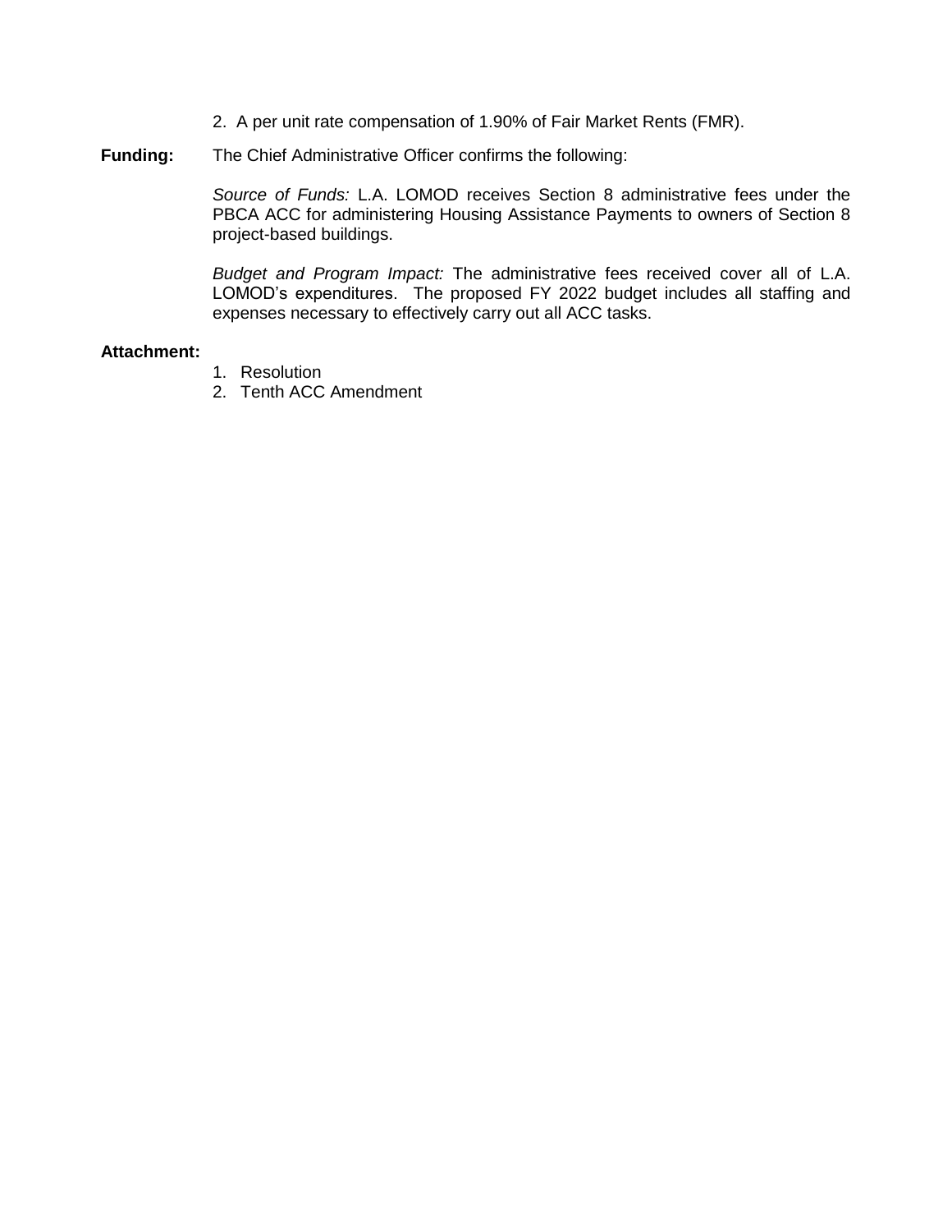2. A per unit rate compensation of 1.90% of Fair Market Rents (FMR).

**Funding:** The Chief Administrative Officer confirms the following:

*Source of Funds:* L.A. LOMOD receives Section 8 administrative fees under the PBCA ACC for administering Housing Assistance Payments to owners of Section 8 project-based buildings.

*Budget and Program Impact:* The administrative fees received cover all of L.A. LOMOD's expenditures. The proposed FY 2022 budget includes all staffing and expenses necessary to effectively carry out all ACC tasks.

**Attachment:**

1. Resolution
2. Tenth ACC Amendment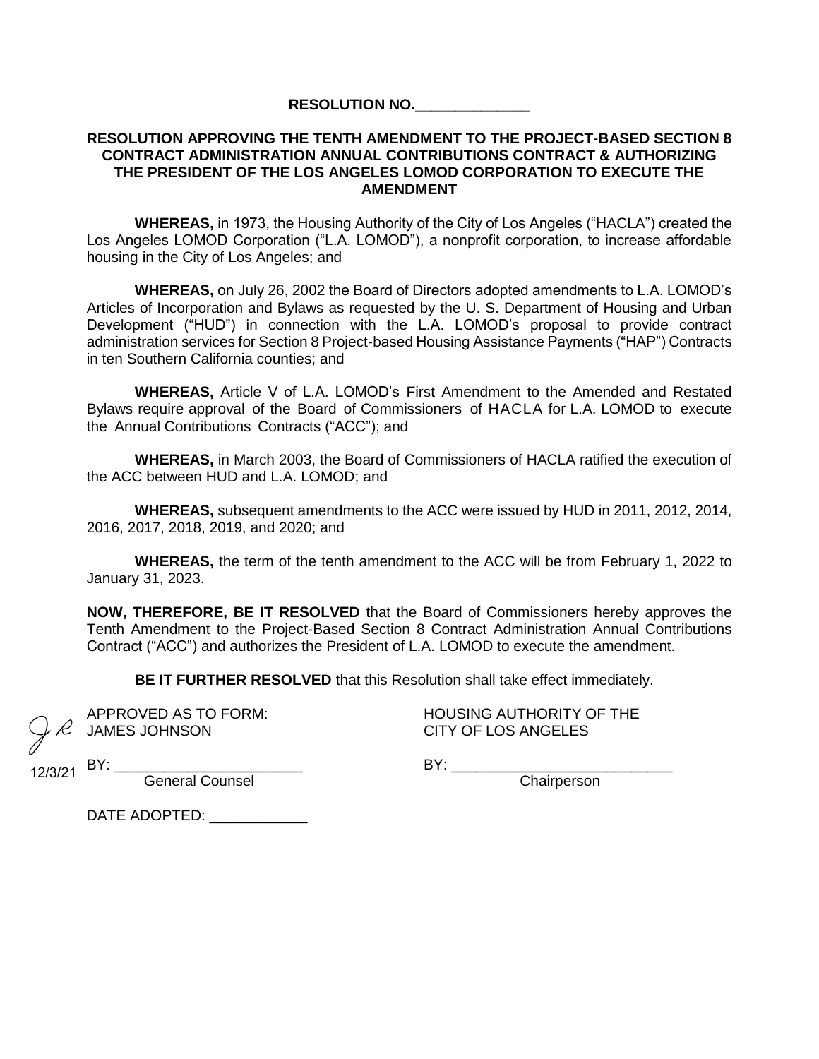**RESOLUTION NO.\_\_\_\_\_\_\_\_\_\_\_\_\_\_**

**RESOLUTION APPROVING THE TENTH AMENDMENT TO THE PROJECT-BASED SECTION 8 CONTRACT ADMINISTRATION ANNUAL CONTRIBUTIONS CONTRACT & AUTHORIZING THE PRESIDENT OF THE LOS ANGELES LOMOD CORPORATION TO EXECUTE THE AMENDMENT**

**WHEREAS,** in 1973, the Housing Authority of the City of Los Angeles ("HACLA") created the Los Angeles LOMOD Corporation ("L.A. LOMOD"), a nonprofit corporation, to increase affordable housing in the City of Los Angeles; and

**WHEREAS,** on July 26, 2002 the Board of Directors adopted amendments to L.A. LOMOD's Articles of Incorporation and Bylaws as requested by the U. S. Department of Housing and Urban Development ("HUD") in connection with the L.A. LOMOD's proposal to provide contract administration services for Section 8 Project-based Housing Assistance Payments ("HAP") Contracts in ten Southern California counties; and

**WHEREAS,** Article V of L.A. LOMOD's First Amendment to the Amended and Restated Bylaws require approval of the Board of Commissioners of HACLA for L.A. LOMOD to execute the Annual Contributions Contracts ("ACC"); and

**WHEREAS,** in March 2003, the Board of Commissioners of HACLA ratified the execution of the ACC between HUD and L.A. LOMOD; and

**WHEREAS,** subsequent amendments to the ACC were issued by HUD in 2011, 2012, 2014, 2016, 2017, 2018, 2019, and 2020; and

**WHEREAS,** the term of the tenth amendment to the ACC will be from February 1, 2022 to January 31, 2023.

**NOW, THEREFORE, BE IT RESOLVED** that the Board of Commissioners hereby approves the Tenth Amendment to the Project-Based Section 8 Contract Administration Annual Contributions Contract ("ACC") and authorizes the President of L.A. LOMOD to execute the amendment.

**BE IT FURTHER RESOLVED** that this Resolution shall take effect immediately.

APPROVED AS TO FORM:
JAMES JOHNSON

12/3/21 BY: \_\_\_\_\_\_\_\_\_\_\_\_\_\_\_\_\_\_\_\_\_\_\_
General Counsel

HOUSING AUTHORITY OF THE
CITY OF LOS ANGELES

BY: \_\_\_\_\_\_\_\_\_\_\_\_\_\_\_\_\_\_\_\_\_\_\_\_\_\_\_
Chairperson

DATE ADOPTED: \_\_\_\_\_\_\_\_\_\_\_\_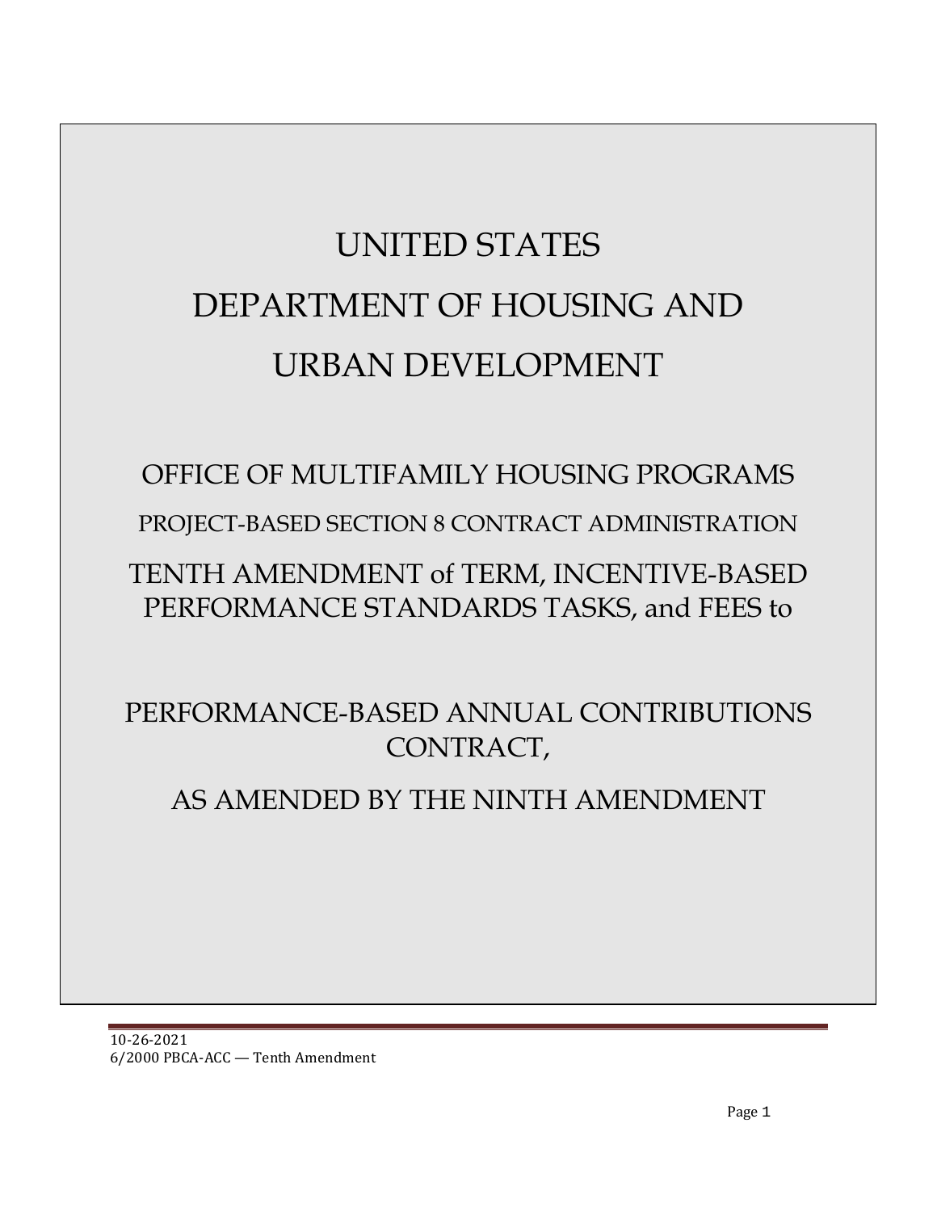# UNITED STATES DEPARTMENT OF HOUSING AND URBAN DEVELOPMENT

## OFFICE OF MULTIFAMILY HOUSING PROGRAMS

### PROJECT-BASED SECTION 8 CONTRACT ADMINISTRATION

## TENTH AMENDMENT of TERM, INCENTIVE-BASED PERFORMANCE STANDARDS TASKS, and FEES to

## PERFORMANCE-BASED ANNUAL CONTRIBUTIONS CONTRACT,

## AS AMENDED BY THE NINTH AMENDMENT

10-26-2021
6/2000 PBCA-ACC — Tenth Amendment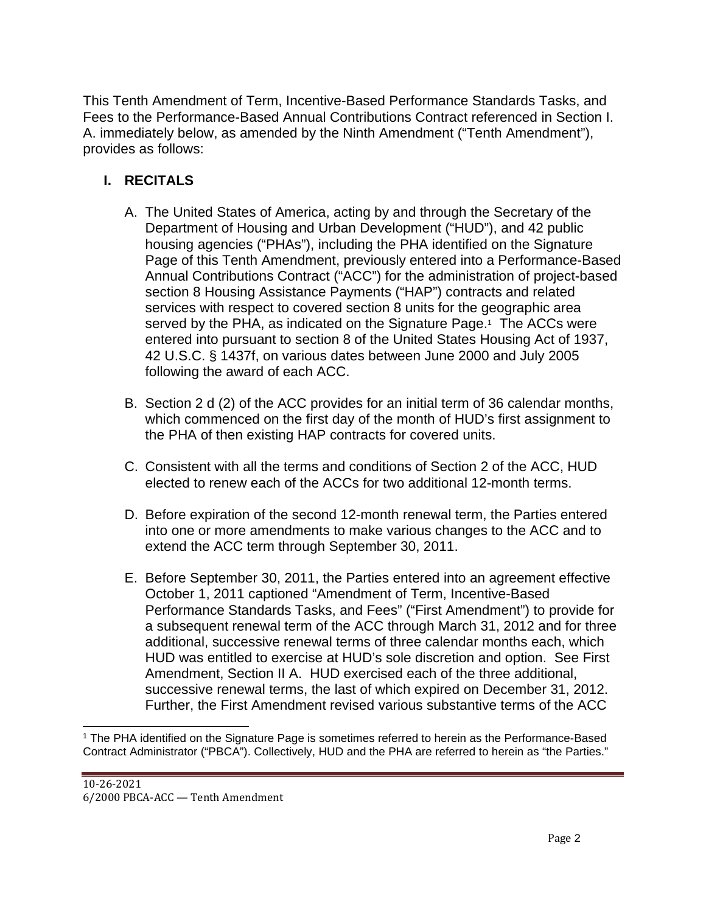This Tenth Amendment of Term, Incentive-Based Performance Standards Tasks, and Fees to the Performance-Based Annual Contributions Contract referenced in Section I. A. immediately below, as amended by the Ninth Amendment ("Tenth Amendment"), provides as follows:

## I. RECITALS

A. The United States of America, acting by and through the Secretary of the Department of Housing and Urban Development ("HUD"), and 42 public housing agencies ("PHAs"), including the PHA identified on the Signature Page of this Tenth Amendment, previously entered into a Performance-Based Annual Contributions Contract ("ACC") for the administration of project-based section 8 Housing Assistance Payments ("HAP") contracts and related services with respect to covered section 8 units for the geographic area served by the PHA, as indicated on the Signature Page.[1] The ACCs were entered into pursuant to section 8 of the United States Housing Act of 1937, 42 U.S.C. § 1437f, on various dates between June 2000 and July 2005 following the award of each ACC.

B. Section 2 d (2) of the ACC provides for an initial term of 36 calendar months, which commenced on the first day of the month of HUD's first assignment to the PHA of then existing HAP contracts for covered units.

C. Consistent with all the terms and conditions of Section 2 of the ACC, HUD elected to renew each of the ACCs for two additional 12-month terms.

D. Before expiration of the second 12-month renewal term, the Parties entered into one or more amendments to make various changes to the ACC and to extend the ACC term through September 30, 2011.

E. Before September 30, 2011, the Parties entered into an agreement effective October 1, 2011 captioned "Amendment of Term, Incentive-Based Performance Standards Tasks, and Fees" ("First Amendment") to provide for a subsequent renewal term of the ACC through March 31, 2012 and for three additional, successive renewal terms of three calendar months each, which HUD was entitled to exercise at HUD's sole discretion and option. See First Amendment, Section II A. HUD exercised each of the three additional, successive renewal terms, the last of which expired on December 31, 2012. Further, the First Amendment revised various substantive terms of the ACC

[1] The PHA identified on the Signature Page is sometimes referred to herein as the Performance-Based Contract Administrator ("PBCA"). Collectively, HUD and the PHA are referred to herein as "the Parties."

10-26-2021
6/2000 PBCA-ACC — Tenth Amendment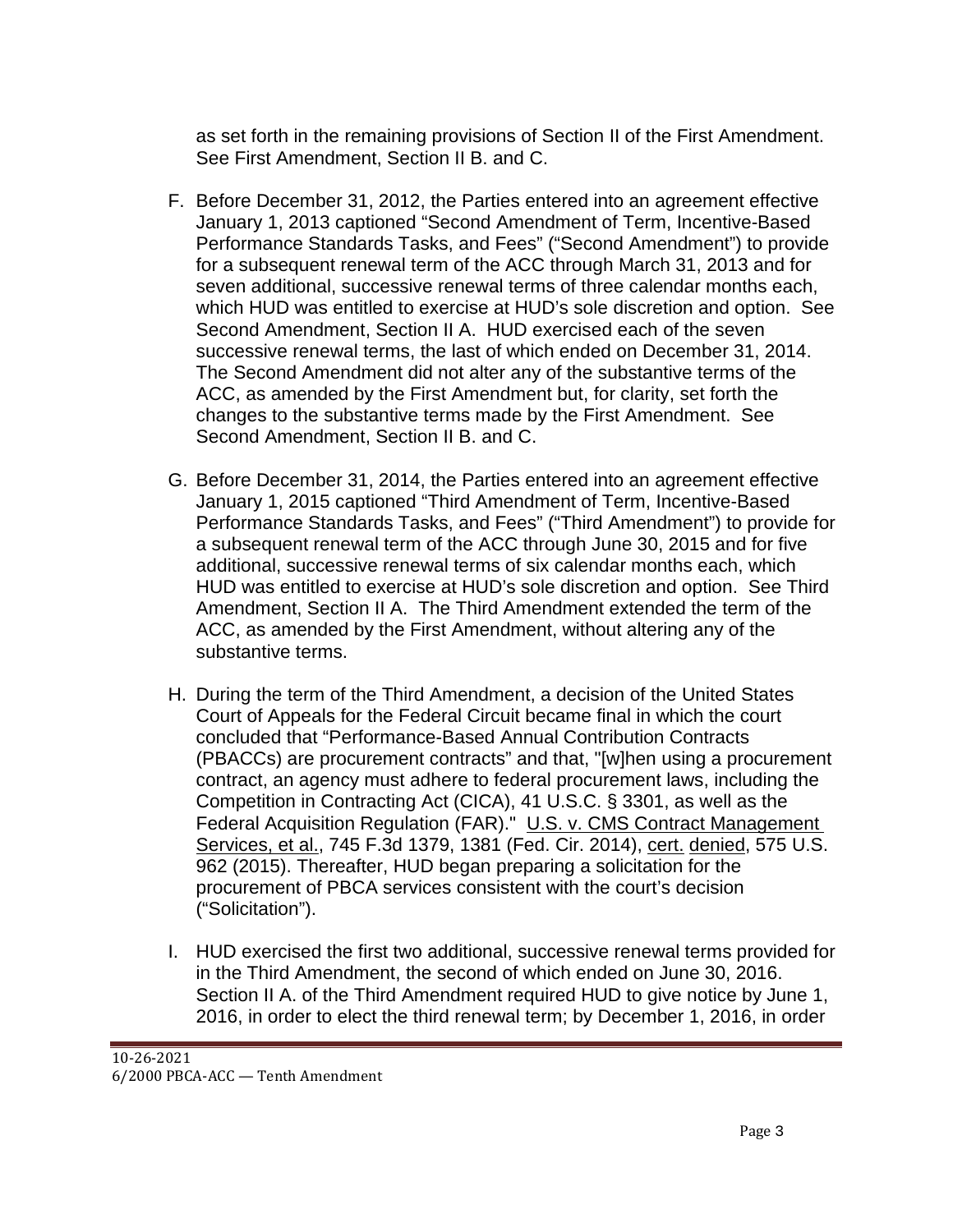as set forth in the remaining provisions of Section II of the First Amendment. See First Amendment, Section II B. and C.

F. Before December 31, 2012, the Parties entered into an agreement effective January 1, 2013 captioned "Second Amendment of Term, Incentive-Based Performance Standards Tasks, and Fees" ("Second Amendment") to provide for a subsequent renewal term of the ACC through March 31, 2013 and for seven additional, successive renewal terms of three calendar months each, which HUD was entitled to exercise at HUD's sole discretion and option. See Second Amendment, Section II A. HUD exercised each of the seven successive renewal terms, the last of which ended on December 31, 2014. The Second Amendment did not alter any of the substantive terms of the ACC, as amended by the First Amendment but, for clarity, set forth the changes to the substantive terms made by the First Amendment. See Second Amendment, Section II B. and C.

G. Before December 31, 2014, the Parties entered into an agreement effective January 1, 2015 captioned "Third Amendment of Term, Incentive-Based Performance Standards Tasks, and Fees" ("Third Amendment") to provide for a subsequent renewal term of the ACC through June 30, 2015 and for five additional, successive renewal terms of six calendar months each, which HUD was entitled to exercise at HUD's sole discretion and option. See Third Amendment, Section II A. The Third Amendment extended the term of the ACC, as amended by the First Amendment, without altering any of the substantive terms.

H. During the term of the Third Amendment, a decision of the United States Court of Appeals for the Federal Circuit became final in which the court concluded that "Performance-Based Annual Contribution Contracts (PBACCs) are procurement contracts" and that, "[w]hen using a procurement contract, an agency must adhere to federal procurement laws, including the Competition in Contracting Act (CICA), 41 U.S.C. § 3301, as well as the Federal Acquisition Regulation (FAR)." U.S. v. CMS Contract Management Services, et al., 745 F.3d 1379, 1381 (Fed. Cir. 2014), cert. denied, 575 U.S. 962 (2015). Thereafter, HUD began preparing a solicitation for the procurement of PBCA services consistent with the court's decision ("Solicitation").

I. HUD exercised the first two additional, successive renewal terms provided for in the Third Amendment, the second of which ended on June 30, 2016. Section II A. of the Third Amendment required HUD to give notice by June 1, 2016, in order to elect the third renewal term; by December 1, 2016, in order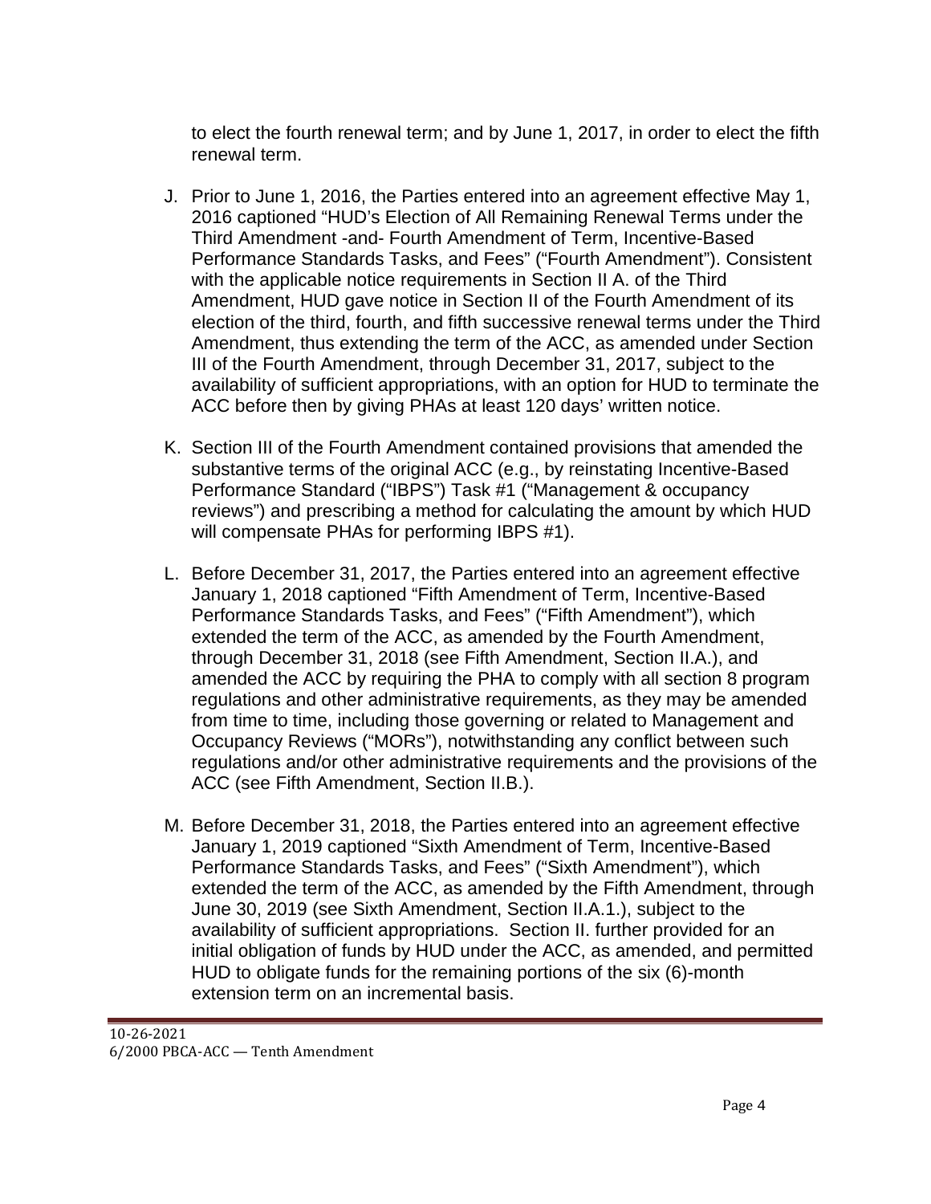to elect the fourth renewal term; and by June 1, 2017, in order to elect the fifth renewal term.

J. Prior to June 1, 2016, the Parties entered into an agreement effective May 1, 2016 captioned "HUD's Election of All Remaining Renewal Terms under the Third Amendment -and- Fourth Amendment of Term, Incentive-Based Performance Standards Tasks, and Fees" ("Fourth Amendment"). Consistent with the applicable notice requirements in Section II A. of the Third Amendment, HUD gave notice in Section II of the Fourth Amendment of its election of the third, fourth, and fifth successive renewal terms under the Third Amendment, thus extending the term of the ACC, as amended under Section III of the Fourth Amendment, through December 31, 2017, subject to the availability of sufficient appropriations, with an option for HUD to terminate the ACC before then by giving PHAs at least 120 days' written notice.

K. Section III of the Fourth Amendment contained provisions that amended the substantive terms of the original ACC (e.g., by reinstating Incentive-Based Performance Standard ("IBPS") Task #1 ("Management & occupancy reviews") and prescribing a method for calculating the amount by which HUD will compensate PHAs for performing IBPS #1).

L. Before December 31, 2017, the Parties entered into an agreement effective January 1, 2018 captioned "Fifth Amendment of Term, Incentive-Based Performance Standards Tasks, and Fees" ("Fifth Amendment"), which extended the term of the ACC, as amended by the Fourth Amendment, through December 31, 2018 (see Fifth Amendment, Section II.A.), and amended the ACC by requiring the PHA to comply with all section 8 program regulations and other administrative requirements, as they may be amended from time to time, including those governing or related to Management and Occupancy Reviews ("MORs"), notwithstanding any conflict between such regulations and/or other administrative requirements and the provisions of the ACC (see Fifth Amendment, Section II.B.).

M. Before December 31, 2018, the Parties entered into an agreement effective January 1, 2019 captioned "Sixth Amendment of Term, Incentive-Based Performance Standards Tasks, and Fees" ("Sixth Amendment"), which extended the term of the ACC, as amended by the Fifth Amendment, through June 30, 2019 (see Sixth Amendment, Section II.A.1.), subject to the availability of sufficient appropriations. Section II. further provided for an initial obligation of funds by HUD under the ACC, as amended, and permitted HUD to obligate funds for the remaining portions of the six (6)-month extension term on an incremental basis.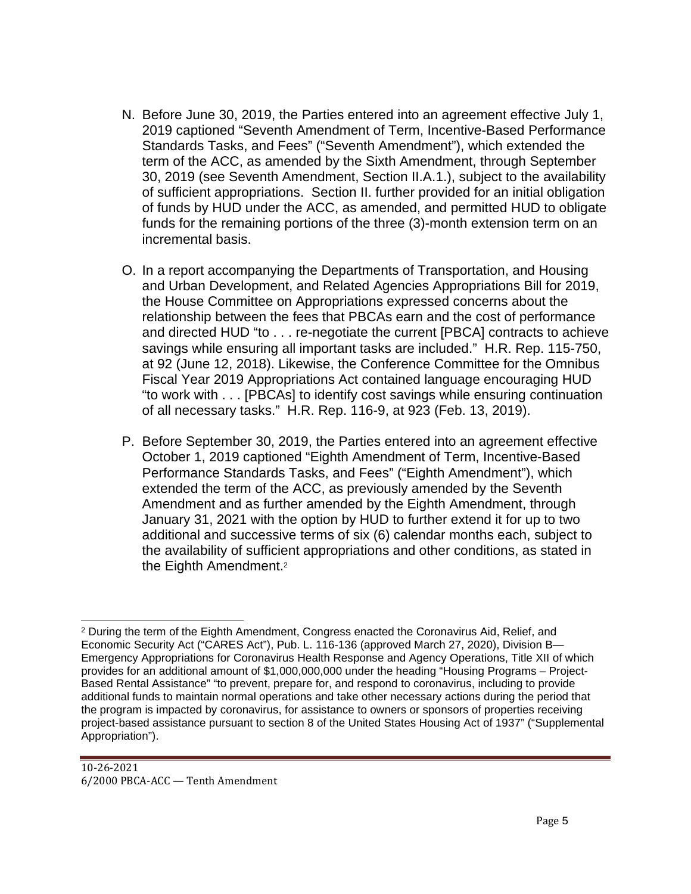N. Before June 30, 2019, the Parties entered into an agreement effective July 1, 2019 captioned "Seventh Amendment of Term, Incentive-Based Performance Standards Tasks, and Fees" ("Seventh Amendment"), which extended the term of the ACC, as amended by the Sixth Amendment, through September 30, 2019 (see Seventh Amendment, Section II.A.1.), subject to the availability of sufficient appropriations. Section II. further provided for an initial obligation of funds by HUD under the ACC, as amended, and permitted HUD to obligate funds for the remaining portions of the three (3)-month extension term on an incremental basis.

O. In a report accompanying the Departments of Transportation, and Housing and Urban Development, and Related Agencies Appropriations Bill for 2019, the House Committee on Appropriations expressed concerns about the relationship between the fees that PBCAs earn and the cost of performance and directed HUD "to . . . re-negotiate the current [PBCA] contracts to achieve savings while ensuring all important tasks are included." H.R. Rep. 115-750, at 92 (June 12, 2018). Likewise, the Conference Committee for the Omnibus Fiscal Year 2019 Appropriations Act contained language encouraging HUD "to work with . . . [PBCAs] to identify cost savings while ensuring continuation of all necessary tasks." H.R. Rep. 116-9, at 923 (Feb. 13, 2019).

P. Before September 30, 2019, the Parties entered into an agreement effective October 1, 2019 captioned "Eighth Amendment of Term, Incentive-Based Performance Standards Tasks, and Fees" ("Eighth Amendment"), which extended the term of the ACC, as previously amended by the Seventh Amendment and as further amended by the Eighth Amendment, through January 31, 2021 with the option by HUD to further extend it for up to two additional and successive terms of six (6) calendar months each, subject to the availability of sufficient appropriations and other conditions, as stated in the Eighth Amendment.[2]

---

[2] During the term of the Eighth Amendment, Congress enacted the Coronavirus Aid, Relief, and Economic Security Act ("CARES Act"), Pub. L. 116-136 (approved March 27, 2020), Division B—Emergency Appropriations for Coronavirus Health Response and Agency Operations, Title XII of which provides for an additional amount of $1,000,000,000 under the heading "Housing Programs – Project-Based Rental Assistance" "to prevent, prepare for, and respond to coronavirus, including to provide additional funds to maintain normal operations and take other necessary actions during the period that the program is impacted by coronavirus, for assistance to owners or sponsors of properties receiving project-based assistance pursuant to section 8 of the United States Housing Act of 1937" ("Supplemental Appropriation").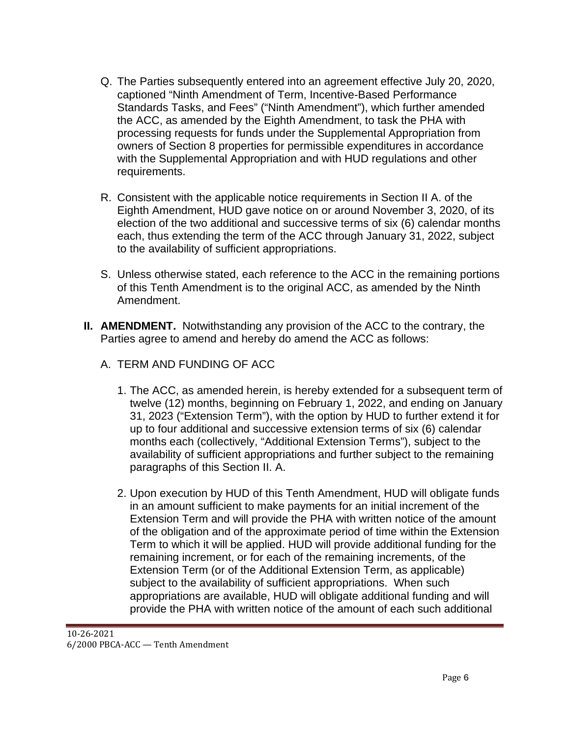Q. The Parties subsequently entered into an agreement effective July 20, 2020, captioned "Ninth Amendment of Term, Incentive-Based Performance Standards Tasks, and Fees" ("Ninth Amendment"), which further amended the ACC, as amended by the Eighth Amendment, to task the PHA with processing requests for funds under the Supplemental Appropriation from owners of Section 8 properties for permissible expenditures in accordance with the Supplemental Appropriation and with HUD regulations and other requirements.

R. Consistent with the applicable notice requirements in Section II A. of the Eighth Amendment, HUD gave notice on or around November 3, 2020, of its election of the two additional and successive terms of six (6) calendar months each, thus extending the term of the ACC through January 31, 2022, subject to the availability of sufficient appropriations.

S. Unless otherwise stated, each reference to the ACC in the remaining portions of this Tenth Amendment is to the original ACC, as amended by the Ninth Amendment.

**II. AMENDMENT.** Notwithstanding any provision of the ACC to the contrary, the Parties agree to amend and hereby do amend the ACC as follows:

A. TERM AND FUNDING OF ACC

1. The ACC, as amended herein, is hereby extended for a subsequent term of twelve (12) months, beginning on February 1, 2022, and ending on January 31, 2023 ("Extension Term"), with the option by HUD to further extend it for up to four additional and successive extension terms of six (6) calendar months each (collectively, "Additional Extension Terms"), subject to the availability of sufficient appropriations and further subject to the remaining paragraphs of this Section II. A.

2. Upon execution by HUD of this Tenth Amendment, HUD will obligate funds in an amount sufficient to make payments for an initial increment of the Extension Term and will provide the PHA with written notice of the amount of the obligation and of the approximate period of time within the Extension Term to which it will be applied. HUD will provide additional funding for the remaining increment, or for each of the remaining increments, of the Extension Term (or of the Additional Extension Term, as applicable) subject to the availability of sufficient appropriations. When such appropriations are available, HUD will obligate additional funding and will provide the PHA with written notice of the amount of each such additional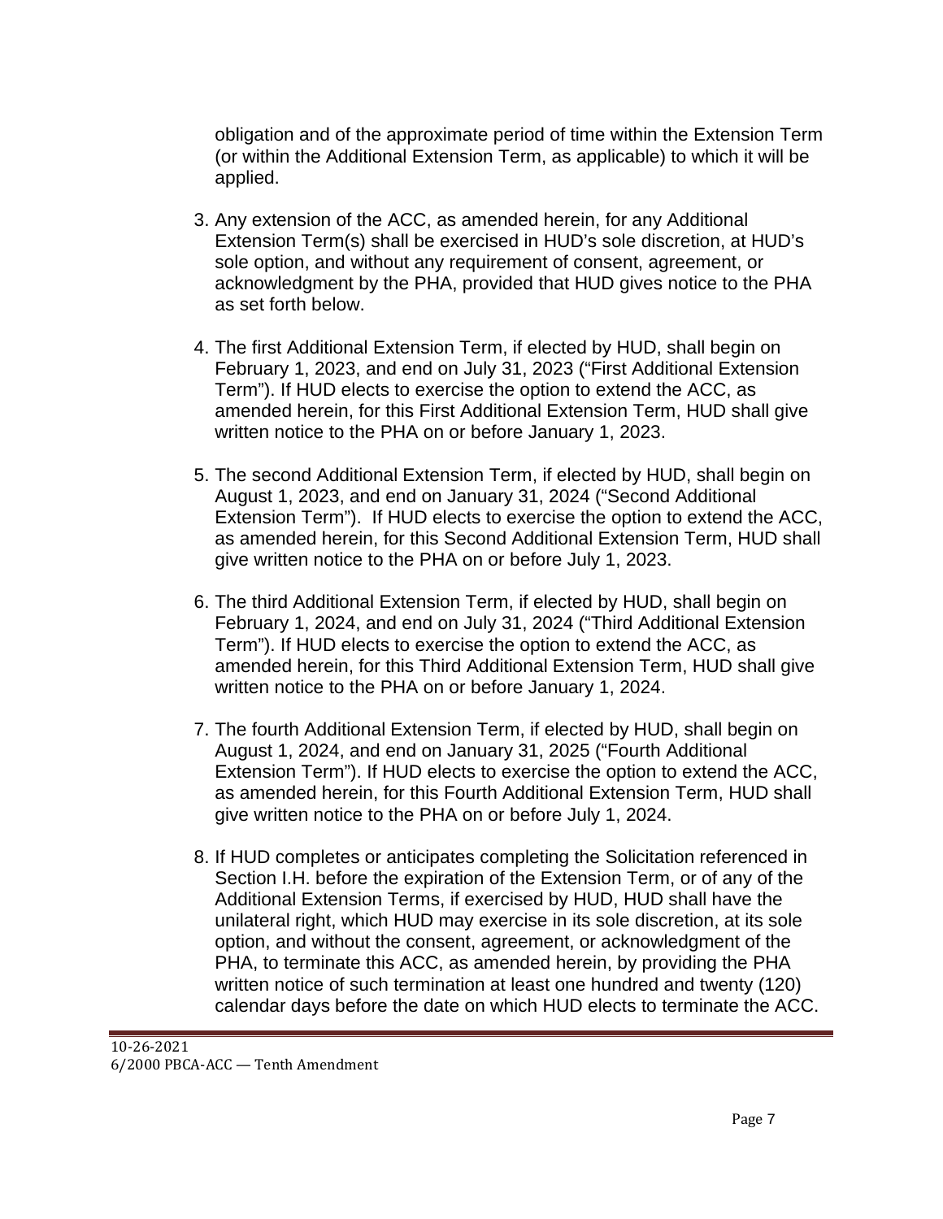obligation and of the approximate period of time within the Extension Term (or within the Additional Extension Term, as applicable) to which it will be applied.

3. Any extension of the ACC, as amended herein, for any Additional Extension Term(s) shall be exercised in HUD's sole discretion, at HUD's sole option, and without any requirement of consent, agreement, or acknowledgment by the PHA, provided that HUD gives notice to the PHA as set forth below.

4. The first Additional Extension Term, if elected by HUD, shall begin on February 1, 2023, and end on July 31, 2023 ("First Additional Extension Term"). If HUD elects to exercise the option to extend the ACC, as amended herein, for this First Additional Extension Term, HUD shall give written notice to the PHA on or before January 1, 2023.

5. The second Additional Extension Term, if elected by HUD, shall begin on August 1, 2023, and end on January 31, 2024 ("Second Additional Extension Term"). If HUD elects to exercise the option to extend the ACC, as amended herein, for this Second Additional Extension Term, HUD shall give written notice to the PHA on or before July 1, 2023.

6. The third Additional Extension Term, if elected by HUD, shall begin on February 1, 2024, and end on July 31, 2024 ("Third Additional Extension Term"). If HUD elects to exercise the option to extend the ACC, as amended herein, for this Third Additional Extension Term, HUD shall give written notice to the PHA on or before January 1, 2024.

7. The fourth Additional Extension Term, if elected by HUD, shall begin on August 1, 2024, and end on January 31, 2025 ("Fourth Additional Extension Term"). If HUD elects to exercise the option to extend the ACC, as amended herein, for this Fourth Additional Extension Term, HUD shall give written notice to the PHA on or before July 1, 2024.

8. If HUD completes or anticipates completing the Solicitation referenced in Section I.H. before the expiration of the Extension Term, or of any of the Additional Extension Terms, if exercised by HUD, HUD shall have the unilateral right, which HUD may exercise in its sole discretion, at its sole option, and without the consent, agreement, or acknowledgment of the PHA, to terminate this ACC, as amended herein, by providing the PHA written notice of such termination at least one hundred and twenty (120) calendar days before the date on which HUD elects to terminate the ACC.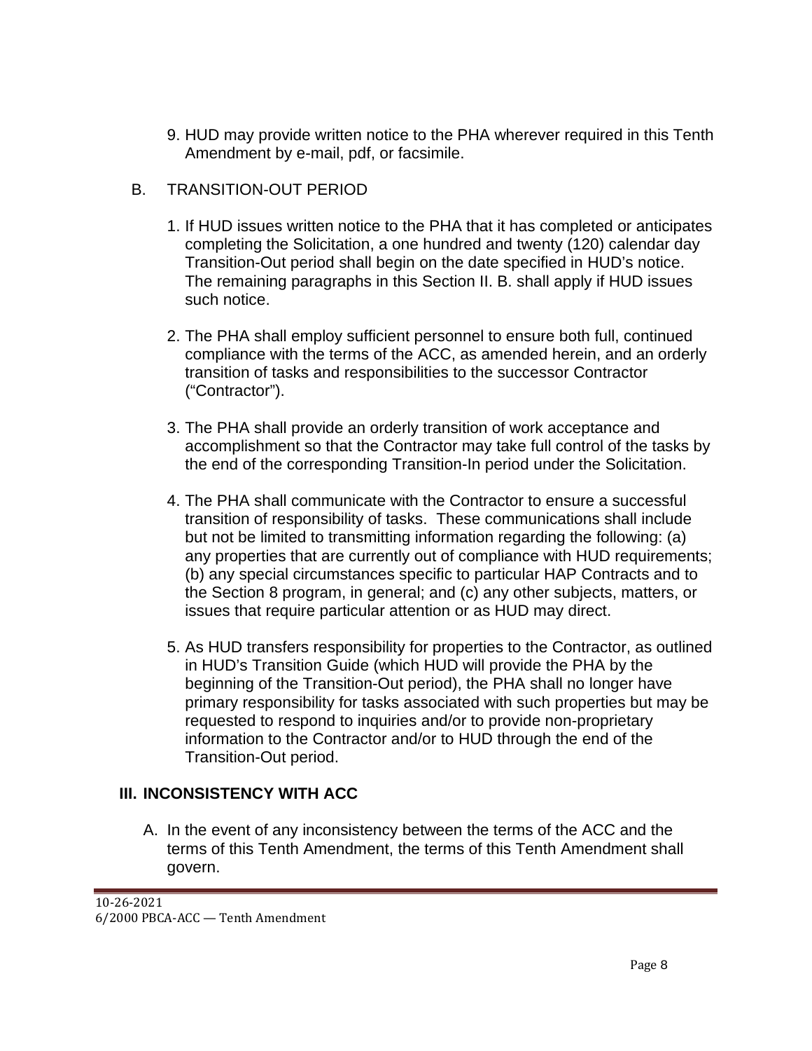9. HUD may provide written notice to the PHA wherever required in this Tenth Amendment by e-mail, pdf, or facsimile.

B. TRANSITION-OUT PERIOD

1. If HUD issues written notice to the PHA that it has completed or anticipates completing the Solicitation, a one hundred and twenty (120) calendar day Transition-Out period shall begin on the date specified in HUD's notice. The remaining paragraphs in this Section II. B. shall apply if HUD issues such notice.

2. The PHA shall employ sufficient personnel to ensure both full, continued compliance with the terms of the ACC, as amended herein, and an orderly transition of tasks and responsibilities to the successor Contractor ("Contractor").

3. The PHA shall provide an orderly transition of work acceptance and accomplishment so that the Contractor may take full control of the tasks by the end of the corresponding Transition-In period under the Solicitation.

4. The PHA shall communicate with the Contractor to ensure a successful transition of responsibility of tasks. These communications shall include but not be limited to transmitting information regarding the following: (a) any properties that are currently out of compliance with HUD requirements; (b) any special circumstances specific to particular HAP Contracts and to the Section 8 program, in general; and (c) any other subjects, matters, or issues that require particular attention or as HUD may direct.

5. As HUD transfers responsibility for properties to the Contractor, as outlined in HUD's Transition Guide (which HUD will provide the PHA by the beginning of the Transition-Out period), the PHA shall no longer have primary responsibility for tasks associated with such properties but may be requested to respond to inquiries and/or to provide non-proprietary information to the Contractor and/or to HUD through the end of the Transition-Out period.

## III. INCONSISTENCY WITH ACC

A. In the event of any inconsistency between the terms of the ACC and the terms of this Tenth Amendment, the terms of this Tenth Amendment shall govern.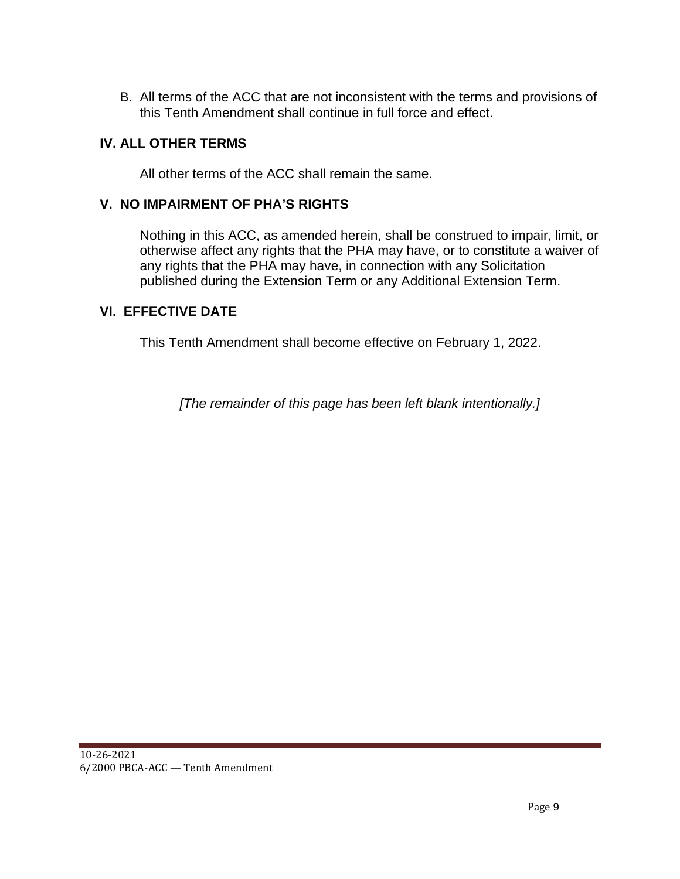B. All terms of the ACC that are not inconsistent with the terms and provisions of this Tenth Amendment shall continue in full force and effect.

## IV. ALL OTHER TERMS

All other terms of the ACC shall remain the same.

## V. NO IMPAIRMENT OF PHA'S RIGHTS

Nothing in this ACC, as amended herein, shall be construed to impair, limit, or otherwise affect any rights that the PHA may have, or to constitute a waiver of any rights that the PHA may have, in connection with any Solicitation published during the Extension Term or any Additional Extension Term.

## VI. EFFECTIVE DATE

This Tenth Amendment shall become effective on February 1, 2022.

*[The remainder of this page has been left blank intentionally.]*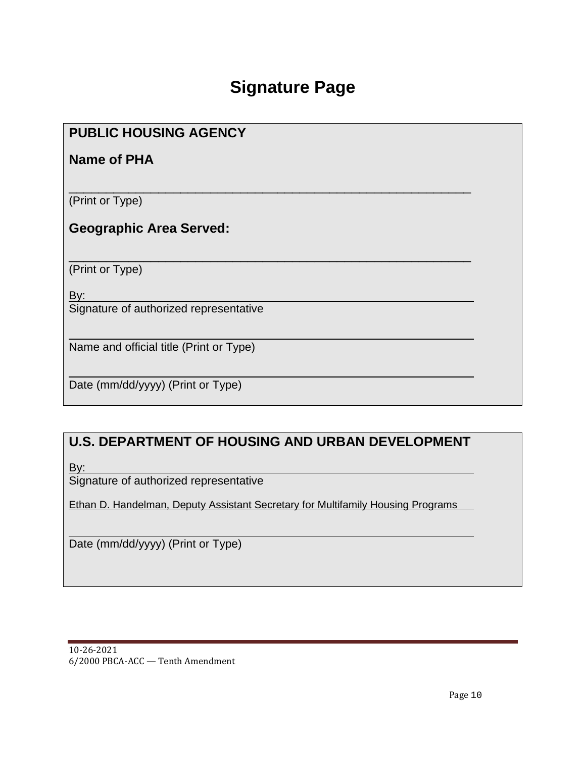# Signature Page

## PUBLIC HOUSING AGENCY

**Name of PHA**

_______________________________________________________

(Print or Type)

**Geographic Area Served:**

_______________________________________________________

(Print or Type)

By: _______________________________________________________

Signature of authorized representative

_______________________________________________________

Name and official title (Print or Type)

_______________________________________________________

Date (mm/dd/yyyy) (Print or Type)

## U.S. DEPARTMENT OF HOUSING AND URBAN DEVELOPMENT

By: _______________________________________________________

Signature of authorized representative

Ethan D. Handelman, Deputy Assistant Secretary for Multifamily Housing Programs

_______________________________________________________

Date (mm/dd/yyyy) (Print or Type)

10-26-2021
6/2000 PBCA-ACC — Tenth Amendment